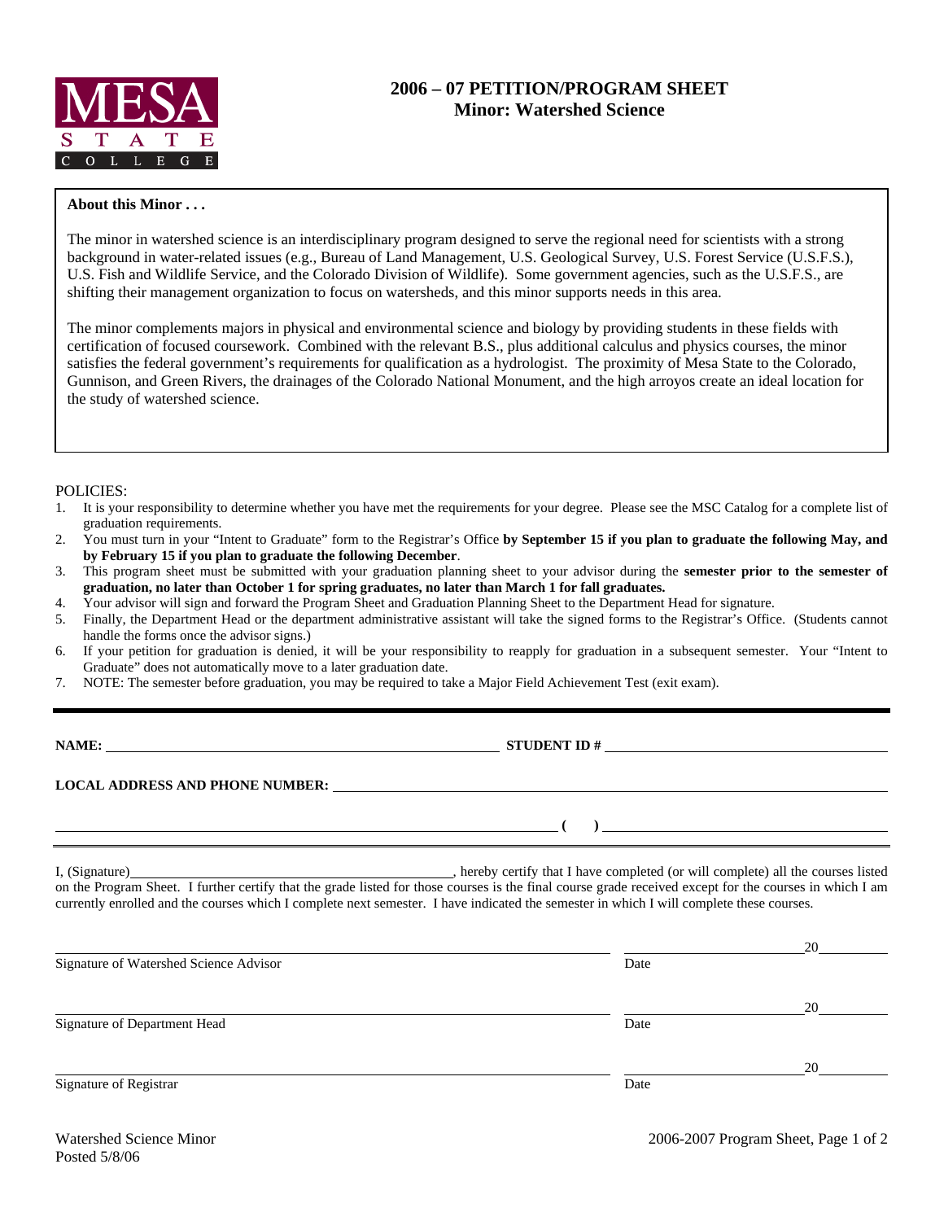MESA STATE COLLEGE

# 2006 – 07 PETITION/PROGRAM SHEET
## Minor: Watershed Science

**About this Minor . . .**

The minor in watershed science is an interdisciplinary program designed to serve the regional need for scientists with a strong background in water-related issues (e.g., Bureau of Land Management, U.S. Geological Survey, U.S. Forest Service (U.S.F.S.), U.S. Fish and Wildlife Service, and the Colorado Division of Wildlife). Some government agencies, such as the U.S.F.S., are shifting their management organization to focus on watersheds, and this minor supports needs in this area.

The minor complements majors in physical and environmental science and biology by providing students in these fields with certification of focused coursework. Combined with the relevant B.S., plus additional calculus and physics courses, the minor satisfies the federal government's requirements for qualification as a hydrologist. The proximity of Mesa State to the Colorado, Gunnison, and Green Rivers, the drainages of the Colorado National Monument, and the high arroyos create an ideal location for the study of watershed science.

POLICIES:

1. It is your responsibility to determine whether you have met the requirements for your degree. Please see the MSC Catalog for a complete list of graduation requirements.
2. You must turn in your "Intent to Graduate" form to the Registrar's Office **by September 15 if you plan to graduate the following May, and by February 15 if you plan to graduate the following December**.
3. This program sheet must be submitted with your graduation planning sheet to your advisor during the **semester prior to the semester of graduation, no later than October 1 for spring graduates, no later than March 1 for fall graduates.**
4. Your advisor will sign and forward the Program Sheet and Graduation Planning Sheet to the Department Head for signature.
5. Finally, the Department Head or the department administrative assistant will take the signed forms to the Registrar's Office. (Students cannot handle the forms once the advisor signs.)
6. If your petition for graduation is denied, it will be your responsibility to reapply for graduation in a subsequent semester. Your "Intent to Graduate" does not automatically move to a later graduation date.
7. NOTE: The semester before graduation, you may be required to take a Major Field Achievement Test (exit exam).

**NAME:** ______________________________ **STUDENT ID #** ______________________________

**LOCAL ADDRESS AND PHONE NUMBER:** ______________________________

______________________________ **(    )** ______________________________

I, (Signature)______________________________, hereby certify that I have completed (or will complete) all the courses listed on the Program Sheet. I further certify that the grade listed for those courses is the final course grade received except for the courses in which I am currently enrolled and the courses which I complete next semester. I have indicated the semester in which I will complete these courses.

______________________________ ______________________ 20______
Signature of Watershed Science Advisor — Date

______________________________ ______________________ 20______
Signature of Department Head — Date

______________________________ ______________________ 20______
Signature of Registrar — Date

Watershed Science Minor
Posted 5/8/06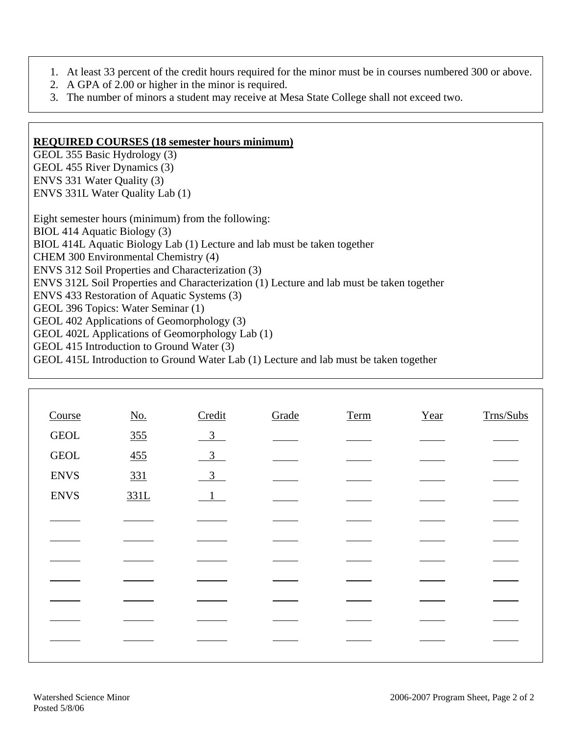1. At least 33 percent of the credit hours required for the minor must be in courses numbered 300 or above.
2. A GPA of 2.00 or higher in the minor is required.
3. The number of minors a student may receive at Mesa State College shall not exceed two.

**REQUIRED COURSES (18 semester hours minimum)**

GEOL 355 Basic Hydrology (3)
GEOL 455 River Dynamics (3)
ENVS 331 Water Quality (3)
ENVS 331L Water Quality Lab (1)

Eight semester hours (minimum) from the following:
BIOL 414 Aquatic Biology (3)
BIOL 414L Aquatic Biology Lab (1) Lecture and lab must be taken together
CHEM 300 Environmental Chemistry (4)
ENVS 312 Soil Properties and Characterization (3)
ENVS 312L Soil Properties and Characterization (1) Lecture and lab must be taken together
ENVS 433 Restoration of Aquatic Systems (3)
GEOL 396 Topics: Water Seminar (1)
GEOL 402 Applications of Geomorphology (3)
GEOL 402L Applications of Geomorphology Lab (1)
GEOL 415 Introduction to Ground Water (3)
GEOL 415L Introduction to Ground Water Lab (1) Lecture and lab must be taken together

| Course | No. | Credit | Grade | Term | Year | Trns/Subs |
|---|---|---|---|---|---|---|
| GEOL | 355 | 3 | | | | |
| GEOL | 455 | 3 | | | | |
| ENVS | 331 | 3 | | | | |
| ENVS | 331L | 1 | | | | |
| | | | | | | |
| | | | | | | |
| | | | | | | |
| | | | | | | |
| | | | | | | |
| | | | | | | |
| | | | | | | |

Watershed Science Minor
Posted 5/8/06